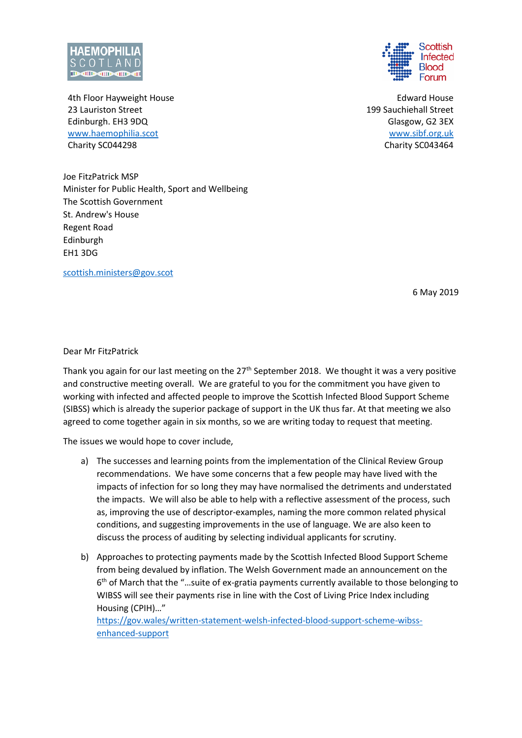HAEMOPHILIA SCOTLAND

4th Floor Hayweight House
23 Lauriston Street
Edinburgh. EH3 9DQ
www.haemophilia.scot
Charity SC044298

Scottish Infected Blood Forum

Edward House
199 Sauchiehall Street
Glasgow, G2 3EX
www.sibf.org.uk
Charity SC043464

Joe FitzPatrick MSP
Minister for Public Health, Sport and Wellbeing
The Scottish Government
St. Andrew's House
Regent Road
Edinburgh
EH1 3DG

scottish.ministers@gov.scot

6 May 2019

Dear Mr FitzPatrick

Thank you again for our last meeting on the 27th September 2018. We thought it was a very positive and constructive meeting overall. We are grateful to you for the commitment you have given to working with infected and affected people to improve the Scottish Infected Blood Support Scheme (SIBSS) which is already the superior package of support in the UK thus far. At that meeting we also agreed to come together again in six months, so we are writing today to request that meeting.

The issues we would hope to cover include,

a) The successes and learning points from the implementation of the Clinical Review Group recommendations. We have some concerns that a few people may have lived with the impacts of infection for so long they may have normalised the detriments and understated the impacts. We will also be able to help with a reflective assessment of the process, such as, improving the use of descriptor-examples, naming the more common related physical conditions, and suggesting improvements in the use of language. We are also keen to discuss the process of auditing by selecting individual applicants for scrutiny.

b) Approaches to protecting payments made by the Scottish Infected Blood Support Scheme from being devalued by inflation. The Welsh Government made an announcement on the 6th of March that the "…suite of ex-gratia payments currently available to those belonging to WIBSS will see their payments rise in line with the Cost of Living Price Index including Housing (CPIH)…"
https://gov.wales/written-statement-welsh-infected-blood-support-scheme-wibss-enhanced-support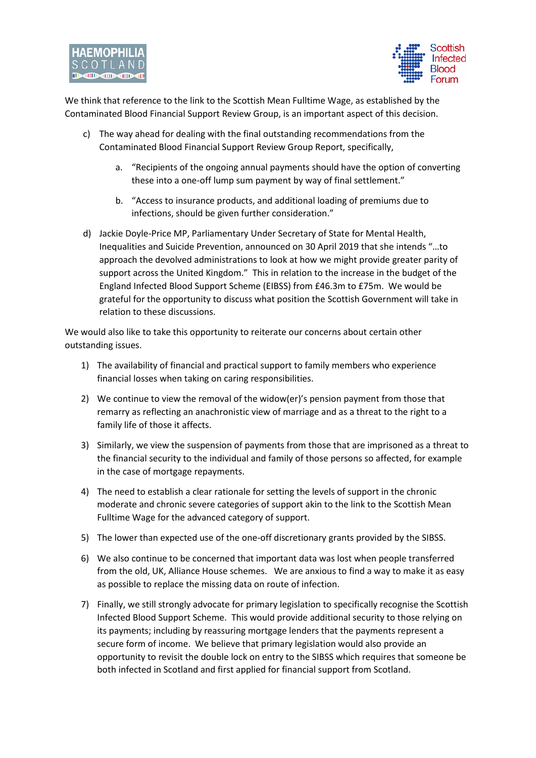We think that reference to the link to the Scottish Mean Fulltime Wage, as established by the Contaminated Blood Financial Support Review Group, is an important aspect of this decision.

c) The way ahead for dealing with the final outstanding recommendations from the Contaminated Blood Financial Support Review Group Report, specifically,

   a. "Recipients of the ongoing annual payments should have the option of converting these into a one-off lump sum payment by way of final settlement."

   b. "Access to insurance products, and additional loading of premiums due to infections, should be given further consideration."

d) Jackie Doyle-Price MP, Parliamentary Under Secretary of State for Mental Health, Inequalities and Suicide Prevention, announced on 30 April 2019 that she intends "…to approach the devolved administrations to look at how we might provide greater parity of support across the United Kingdom." This in relation to the increase in the budget of the England Infected Blood Support Scheme (EIBSS) from £46.3m to £75m. We would be grateful for the opportunity to discuss what position the Scottish Government will take in relation to these discussions.

We would also like to take this opportunity to reiterate our concerns about certain other outstanding issues.

1) The availability of financial and practical support to family members who experience financial losses when taking on caring responsibilities.

2) We continue to view the removal of the widow(er)'s pension payment from those that remarry as reflecting an anachronistic view of marriage and as a threat to the right to a family life of those it affects.

3) Similarly, we view the suspension of payments from those that are imprisoned as a threat to the financial security to the individual and family of those persons so affected, for example in the case of mortgage repayments.

4) The need to establish a clear rationale for setting the levels of support in the chronic moderate and chronic severe categories of support akin to the link to the Scottish Mean Fulltime Wage for the advanced category of support.

5) The lower than expected use of the one-off discretionary grants provided by the SIBSS.

6) We also continue to be concerned that important data was lost when people transferred from the old, UK, Alliance House schemes. We are anxious to find a way to make it as easy as possible to replace the missing data on route of infection.

7) Finally, we still strongly advocate for primary legislation to specifically recognise the Scottish Infected Blood Support Scheme. This would provide additional security to those relying on its payments; including by reassuring mortgage lenders that the payments represent a secure form of income. We believe that primary legislation would also provide an opportunity to revisit the double lock on entry to the SIBSS which requires that someone be both infected in Scotland and first applied for financial support from Scotland.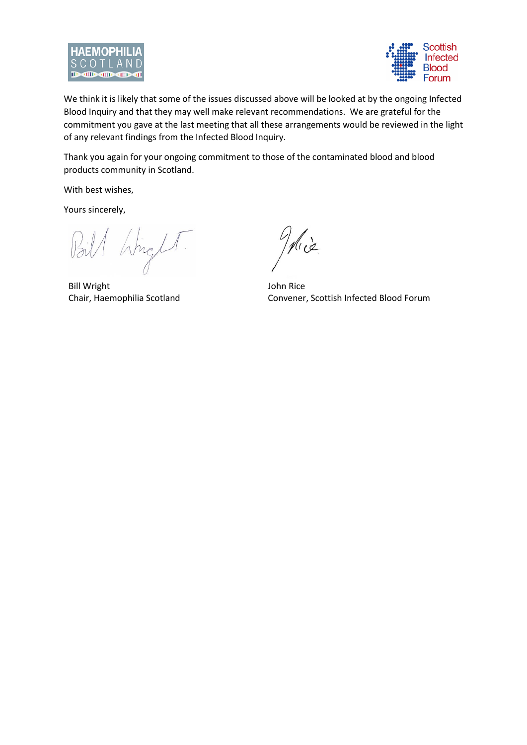We think it is likely that some of the issues discussed above will be looked at by the ongoing Infected Blood Inquiry and that they may well make relevant recommendations. We are grateful for the commitment you gave at the last meeting that all these arrangements would be reviewed in the light of any relevant findings from the Infected Blood Inquiry.

Thank you again for your ongoing commitment to those of the contaminated blood and blood products community in Scotland.

With best wishes,

Yours sincerely,

Bill Wright
Chair, Haemophilia Scotland

John Rice
Convener, Scottish Infected Blood Forum